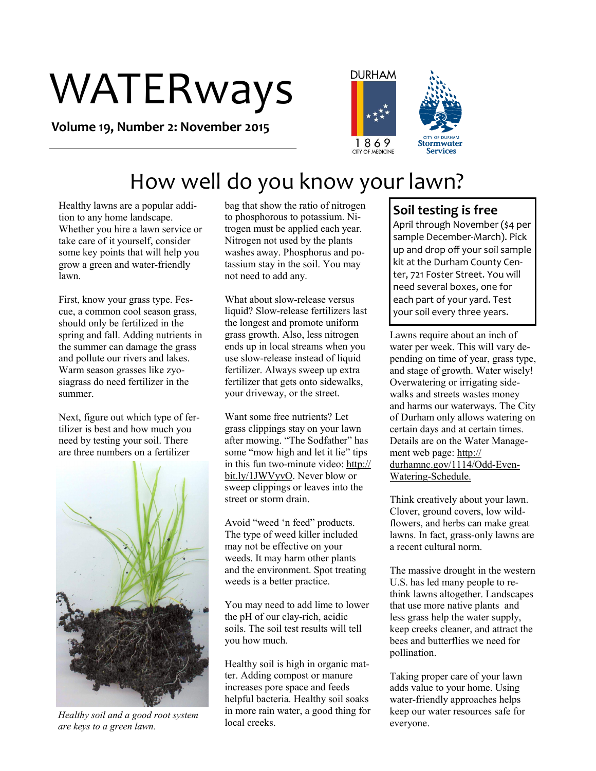# WATERways

**Volume 19, Number 2: November 2015**

## How well do you know your lawn?

Healthy lawns are a popular addition to any home landscape. Whether you hire a lawn service or take care of it yourself, consider some key points that will help you grow a green and water-friendly lawn.

First, know your grass type. Fescue, a common cool season grass, should only be fertilized in the spring and fall. Adding nutrients in the summer can damage the grass and pollute our rivers and lakes. Warm season grasses like zyosiagrass do need fertilizer in the summer.

Next, figure out which type of fertilizer is best and how much you need by testing your soil. There are three numbers on a fertilizer bag that show the ratio of nitrogen to phosphorous to potassium. Nitrogen must be applied each year. Nitrogen not used by the plants washes away. Phosphorus and potassium stay in the soil. You may not need to add any.

*Healthy soil and a good root system are keys to a green lawn.*

What about slow-release versus liquid? Slow-release fertilizers last the longest and promote uniform grass growth. Also, less nitrogen ends up in local streams when you use slow-release instead of liquid fertilizer. Always sweep up extra fertilizer that gets onto sidewalks, your driveway, or the street.

Want some free nutrients? Let grass clippings stay on your lawn after mowing. "The Sodfather" has some "mow high and let it lie" tips in this fun two-minute video: http://bit.ly/1JWVyvO. Never blow or sweep clippings or leaves into the street or storm drain.

Avoid "weed 'n feed" products. The type of weed killer included may not be effective on your weeds. It may harm other plants and the environment. Spot treating weeds is a better practice.

You may need to add lime to lower the pH of our clay-rich, acidic soils. The soil test results will tell you how much.

Healthy soil is high in organic matter. Adding compost or manure increases pore space and feeds helpful bacteria. Healthy soil soaks in more rain water, a good thing for local creeks.

### Soil testing is free

April through November ($4 per sample December-March). Pick up and drop off your soil sample kit at the Durham County Center, 721 Foster Street. You will need several boxes, one for each part of your yard. Test your soil every three years.

Lawns require about an inch of water per week. This will vary depending on time of year, grass type, and stage of growth. Water wisely! Overwatering or irrigating sidewalks and streets wastes money and harms our waterways. The City of Durham only allows watering on certain days and at certain times. Details are on the Water Management web page: http://durhamnc.gov/1114/Odd-Even-Watering-Schedule.

Think creatively about your lawn. Clover, ground covers, low wildflowers, and herbs can make great lawns. In fact, grass-only lawns are a recent cultural norm.

The massive drought in the western U.S. has led many people to rethink lawns altogether. Landscapes that use more native plants and less grass help the water supply, keep creeks cleaner, and attract the bees and butterflies we need for pollination.

Taking proper care of your lawn adds value to your home. Using water-friendly approaches helps keep our water resources safe for everyone.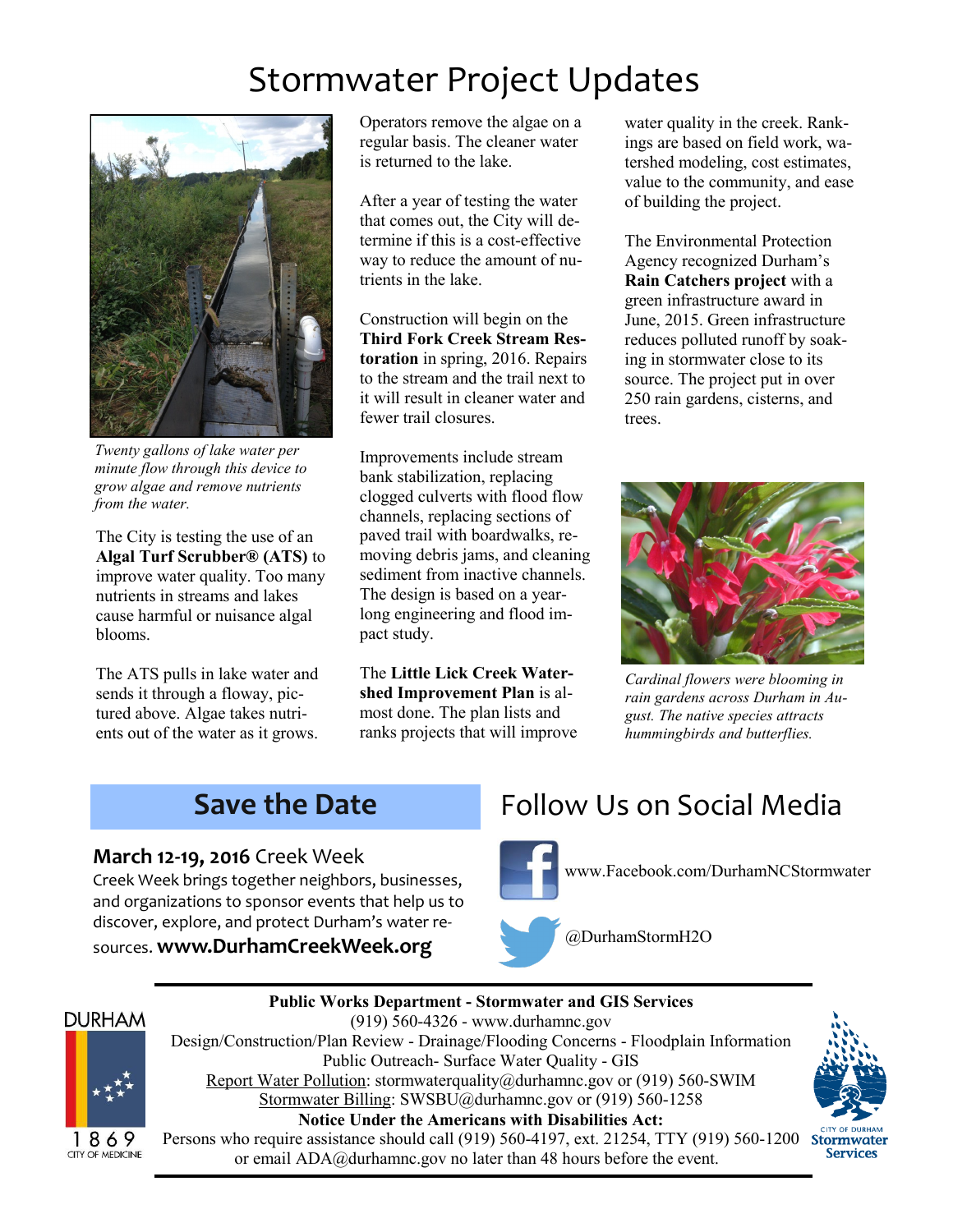# Stormwater Project Updates

*Twenty gallons of lake water per minute flow through this device to grow algae and remove nutrients from the water.*

The City is testing the use of an **Algal Turf Scrubber® (ATS)** to improve water quality. Too many nutrients in streams and lakes cause harmful or nuisance algal blooms.

The ATS pulls in lake water and sends it through a floway, pictured above. Algae takes nutrients out of the water as it grows. Operators remove the algae on a regular basis. The cleaner water is returned to the lake.

After a year of testing the water that comes out, the City will determine if this is a cost-effective way to reduce the amount of nutrients in the lake.

Construction will begin on the **Third Fork Creek Stream Restoration** in spring, 2016. Repairs to the stream and the trail next to it will result in cleaner water and fewer trail closures.

Improvements include stream bank stabilization, replacing clogged culverts with flood flow channels, replacing sections of paved trail with boardwalks, removing debris jams, and cleaning sediment from inactive channels. The design is based on a year-long engineering and flood impact study.

The **Little Lick Creek Watershed Improvement Plan** is almost done. The plan lists and ranks projects that will improve water quality in the creek. Rankings are based on field work, watershed modeling, cost estimates, value to the community, and ease of building the project.

The Environmental Protection Agency recognized Durham's **Rain Catchers project** with a green infrastructure award in June, 2015. Green infrastructure reduces polluted runoff by soaking in stormwater close to its source. The project put in over 250 rain gardens, cisterns, and trees.

*Cardinal flowers were blooming in rain gardens across Durham in August. The native species attracts hummingbirds and butterflies.*

## Save the Date

**March 12-19, 2016** Creek Week

Creek Week brings together neighbors, businesses, and organizations to sponsor events that help us to discover, explore, and protect Durham's water resources. **www.DurhamCreekWeek.org**

## Follow Us on Social Media

www.Facebook.com/DurhamNCStormwater

@DurhamStormH2O

**Public Works Department - Stormwater and GIS Services**
(919) 560-4326 - www.durhamnc.gov
Design/Construction/Plan Review - Drainage/Flooding Concerns - Floodplain Information
Public Outreach- Surface Water Quality - GIS
Report Water Pollution: stormwaterquality@durhamnc.gov or (919) 560-SWIM
Stormwater Billing: SWSBU@durhamnc.gov or (919) 560-1258
**Notice Under the Americans with Disabilities Act:**
Persons who require assistance should call (919) 560-4197, ext. 21254, TTY (919) 560-1200 or email ADA@durhamnc.gov no later than 48 hours before the event.

DURHAM 1869 CITY OF MEDICINE

CITY OF DURHAM Stormwater Services